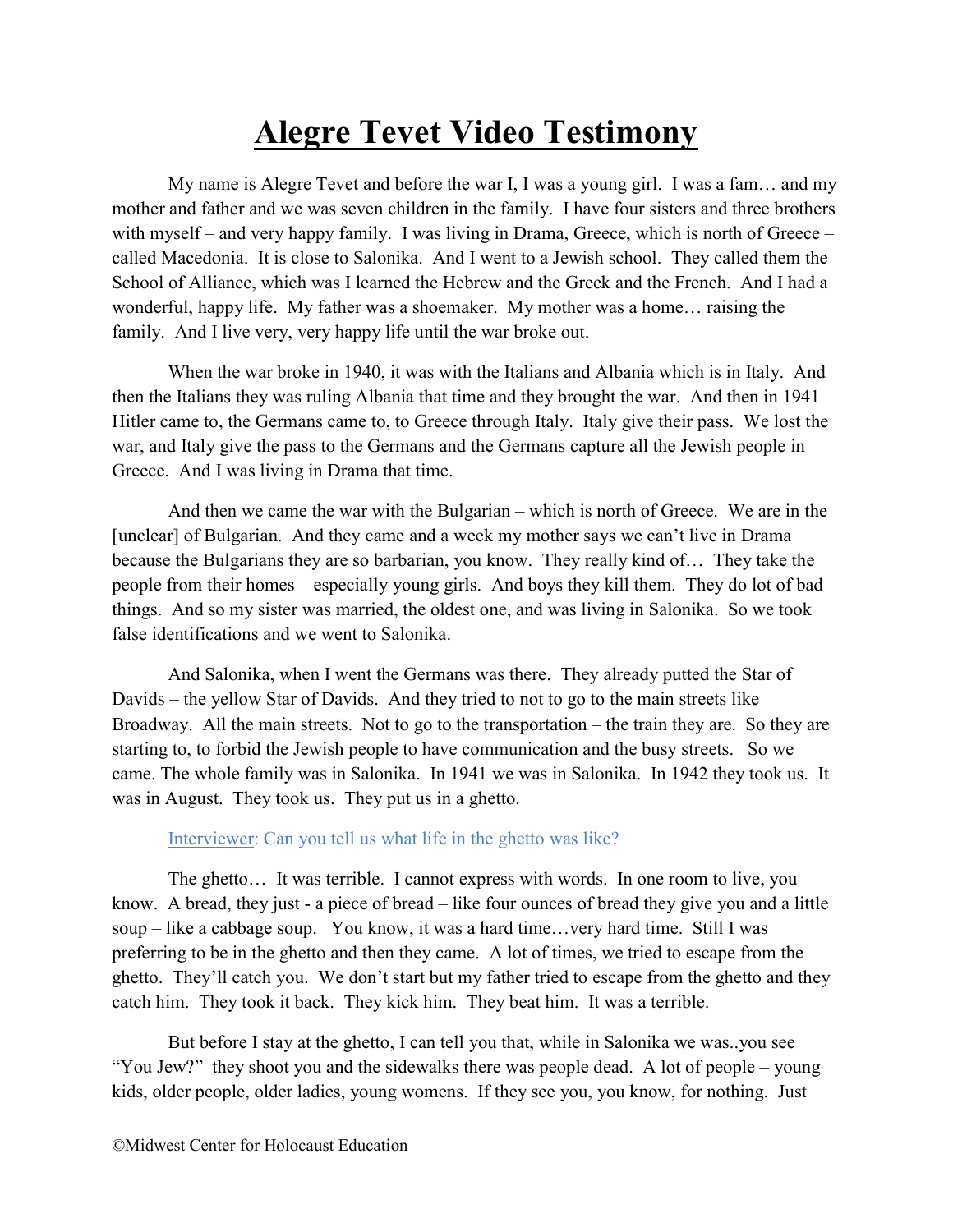# Alegre Tevet Video Testimony

My name is Alegre Tevet and before the war I, I was a young girl. I was a fam… and my mother and father and we was seven children in the family. I have four sisters and three brothers with myself – and very happy family. I was living in Drama, Greece, which is north of Greece – called Macedonia. It is close to Salonika. And I went to a Jewish school. They called them the School of Alliance, which was I learned the Hebrew and the Greek and the French. And I had a wonderful, happy life. My father was a shoemaker. My mother was a home… raising the family. And I live very, very happy life until the war broke out.

When the war broke in 1940, it was with the Italians and Albania which is in Italy. And then the Italians they was ruling Albania that time and they brought the war. And then in 1941 Hitler came to, the Germans came to, to Greece through Italy. Italy give their pass. We lost the war, and Italy give the pass to the Germans and the Germans capture all the Jewish people in Greece. And I was living in Drama that time.

And then we came the war with the Bulgarian – which is north of Greece. We are in the [unclear] of Bulgarian. And they came and a week my mother says we can't live in Drama because the Bulgarians they are so barbarian, you know. They really kind of… They take the people from their homes – especially young girls. And boys they kill them. They do lot of bad things. And so my sister was married, the oldest one, and was living in Salonika. So we took false identifications and we went to Salonika.

And Salonika, when I went the Germans was there. They already putted the Star of Davids – the yellow Star of Davids. And they tried to not to go to the main streets like Broadway. All the main streets. Not to go to the transportation – the train they are. So they are starting to, to forbid the Jewish people to have communication and the busy streets. So we came. The whole family was in Salonika. In 1941 we was in Salonika. In 1942 they took us. It was in August. They took us. They put us in a ghetto.

Interviewer: Can you tell us what life in the ghetto was like?

The ghetto… It was terrible. I cannot express with words. In one room to live, you know. A bread, they just - a piece of bread – like four ounces of bread they give you and a little soup – like a cabbage soup. You know, it was a hard time…very hard time. Still I was preferring to be in the ghetto and then they came. A lot of times, we tried to escape from the ghetto. They'll catch you. We don't start but my father tried to escape from the ghetto and they catch him. They took it back. They kick him. They beat him. It was a terrible.

But before I stay at the ghetto, I can tell you that, while in Salonika we was..you see "You Jew?" they shoot you and the sidewalks there was people dead. A lot of people – young kids, older people, older ladies, young womens. If they see you, you know, for nothing. Just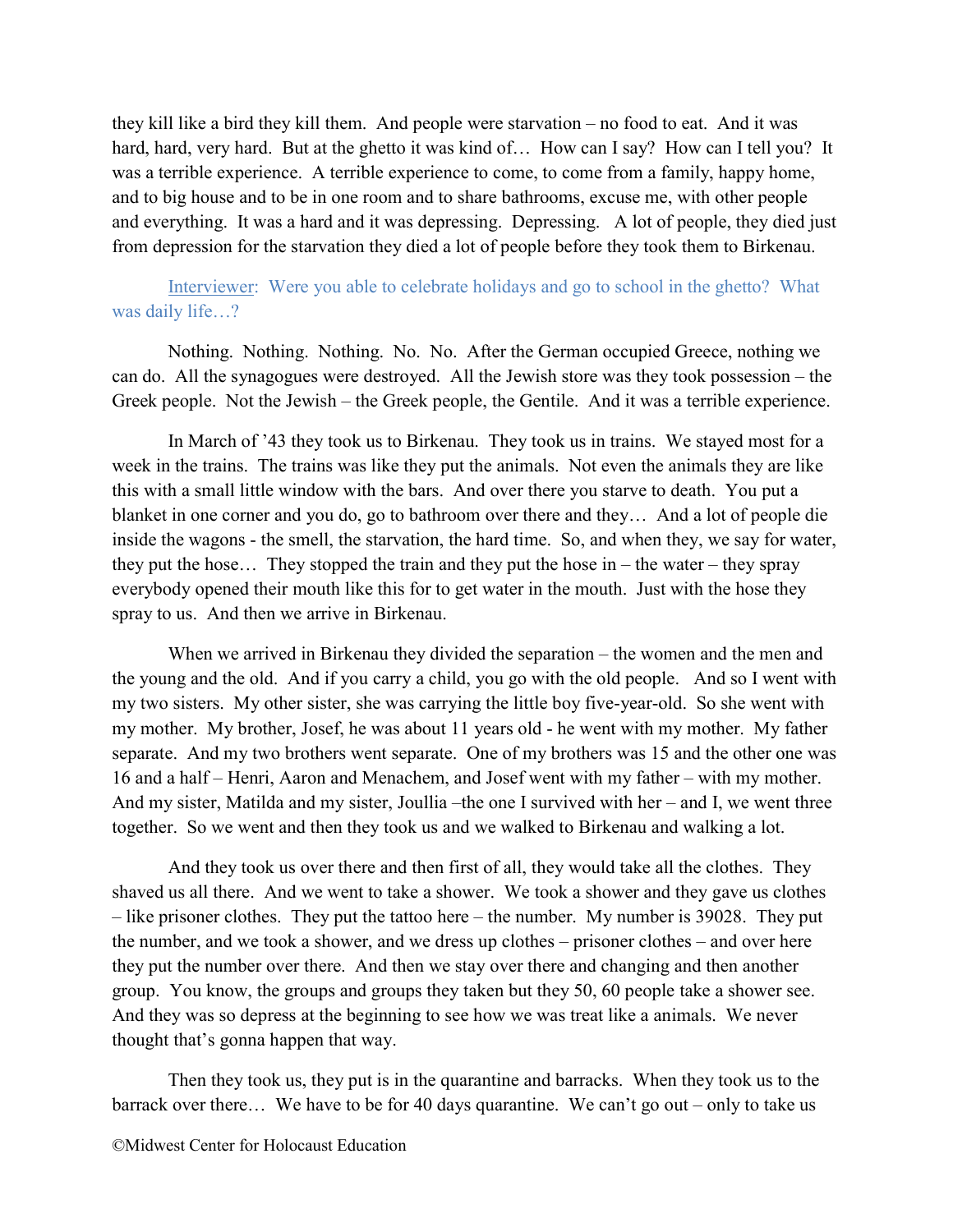they kill like a bird they kill them. And people were starvation – no food to eat. And it was hard, hard, very hard. But at the ghetto it was kind of… How can I say? How can I tell you? It was a terrible experience. A terrible experience to come, to come from a family, happy home, and to big house and to be in one room and to share bathrooms, excuse me, with other people and everything. It was a hard and it was depressing. Depressing. A lot of people, they died just from depression for the starvation they died a lot of people before they took them to Birkenau.

Interviewer: Were you able to celebrate holidays and go to school in the ghetto? What was daily life…?

Nothing. Nothing. Nothing. No. No. After the German occupied Greece, nothing we can do. All the synagogues were destroyed. All the Jewish store was they took possession – the Greek people. Not the Jewish – the Greek people, the Gentile. And it was a terrible experience.

In March of '43 they took us to Birkenau. They took us in trains. We stayed most for a week in the trains. The trains was like they put the animals. Not even the animals they are like this with a small little window with the bars. And over there you starve to death. You put a blanket in one corner and you do, go to bathroom over there and they… And a lot of people die inside the wagons - the smell, the starvation, the hard time. So, and when they, we say for water, they put the hose… They stopped the train and they put the hose in – the water – they spray everybody opened their mouth like this for to get water in the mouth. Just with the hose they spray to us. And then we arrive in Birkenau.

When we arrived in Birkenau they divided the separation – the women and the men and the young and the old. And if you carry a child, you go with the old people. And so I went with my two sisters. My other sister, she was carrying the little boy five-year-old. So she went with my mother. My brother, Josef, he was about 11 years old - he went with my mother. My father separate. And my two brothers went separate. One of my brothers was 15 and the other one was 16 and a half – Henri, Aaron and Menachem, and Josef went with my father – with my mother. And my sister, Matilda and my sister, Joullia –the one I survived with her – and I, we went three together. So we went and then they took us and we walked to Birkenau and walking a lot.

And they took us over there and then first of all, they would take all the clothes. They shaved us all there. And we went to take a shower. We took a shower and they gave us clothes – like prisoner clothes. They put the tattoo here – the number. My number is 39028. They put the number, and we took a shower, and we dress up clothes – prisoner clothes – and over here they put the number over there. And then we stay over there and changing and then another group. You know, the groups and groups they taken but they 50, 60 people take a shower see. And they was so depress at the beginning to see how we was treat like a animals. We never thought that's gonna happen that way.

Then they took us, they put is in the quarantine and barracks. When they took us to the barrack over there… We have to be for 40 days quarantine. We can't go out – only to take us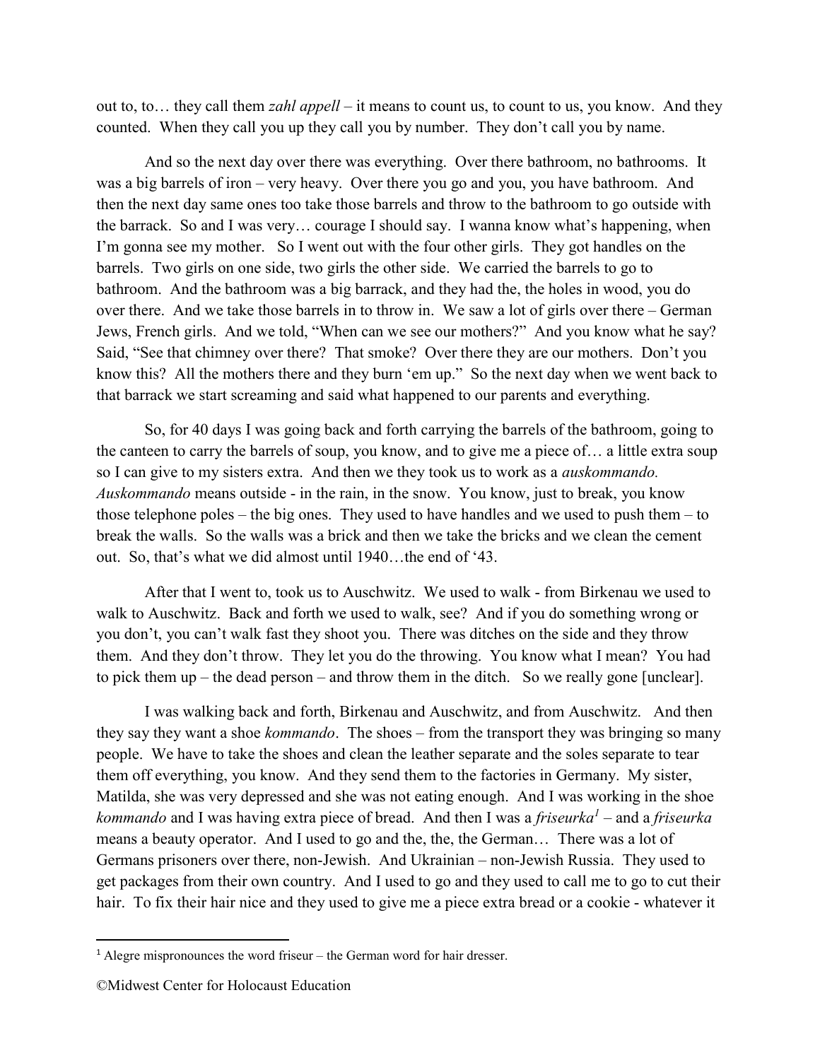out to, to… they call them *zahl appell* – it means to count us, to count to us, you know. And they counted. When they call you up they call you by number. They don't call you by name.

And so the next day over there was everything. Over there bathroom, no bathrooms. It was a big barrels of iron – very heavy. Over there you go and you, you have bathroom. And then the next day same ones too take those barrels and throw to the bathroom to go outside with the barrack. So and I was very… courage I should say. I wanna know what's happening, when I'm gonna see my mother. So I went out with the four other girls. They got handles on the barrels. Two girls on one side, two girls the other side. We carried the barrels to go to bathroom. And the bathroom was a big barrack, and they had the, the holes in wood, you do over there. And we take those barrels in to throw in. We saw a lot of girls over there – German Jews, French girls. And we told, "When can we see our mothers?" And you know what he say? Said, "See that chimney over there? That smoke? Over there they are our mothers. Don't you know this? All the mothers there and they burn 'em up." So the next day when we went back to that barrack we start screaming and said what happened to our parents and everything.

So, for 40 days I was going back and forth carrying the barrels of the bathroom, going to the canteen to carry the barrels of soup, you know, and to give me a piece of… a little extra soup so I can give to my sisters extra. And then we they took us to work as a *auskommando. Auskommando* means outside - in the rain, in the snow. You know, just to break, you know those telephone poles – the big ones. They used to have handles and we used to push them – to break the walls. So the walls was a brick and then we take the bricks and we clean the cement out. So, that's what we did almost until 1940…the end of '43.

After that I went to, took us to Auschwitz. We used to walk - from Birkenau we used to walk to Auschwitz. Back and forth we used to walk, see? And if you do something wrong or you don't, you can't walk fast they shoot you. There was ditches on the side and they throw them. And they don't throw. They let you do the throwing. You know what I mean? You had to pick them up – the dead person – and throw them in the ditch. So we really gone [unclear].

I was walking back and forth, Birkenau and Auschwitz, and from Auschwitz. And then they say they want a shoe *kommando*. The shoes – from the transport they was bringing so many people. We have to take the shoes and clean the leather separate and the soles separate to tear them off everything, you know. And they send them to the factories in Germany. My sister, Matilda, she was very depressed and she was not eating enough. And I was working in the shoe *kommando* and I was having extra piece of bread. And then I was a *friseurka*[1] – and a *friseurka* means a beauty operator. And I used to go and the, the, the German… There was a lot of Germans prisoners over there, non-Jewish. And Ukrainian – non-Jewish Russia. They used to get packages from their own country. And I used to go and they used to call me to go to cut their hair. To fix their hair nice and they used to give me a piece extra bread or a cookie - whatever it

---

[1] Alegre mispronounces the word friseur – the German word for hair dresser.

©Midwest Center for Holocaust Education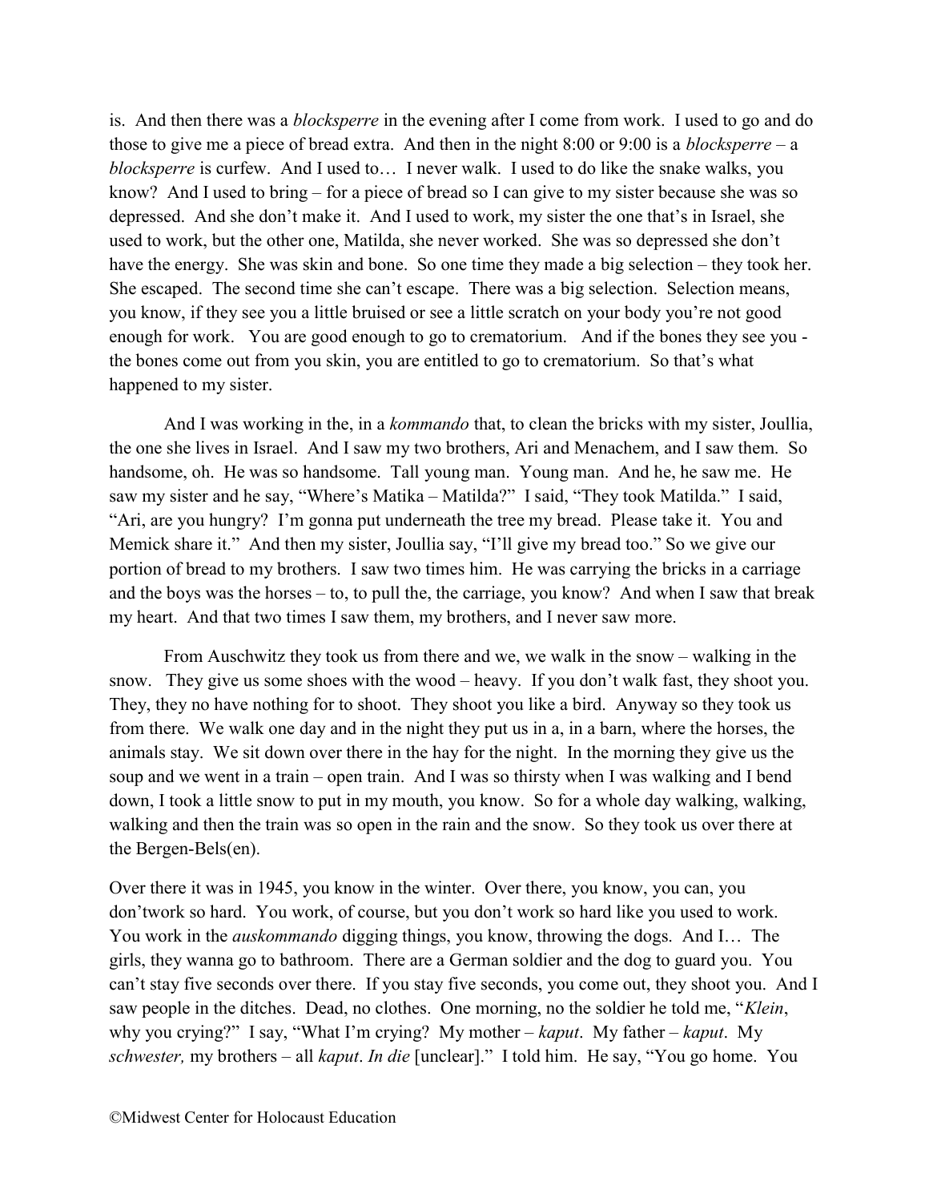is. And then there was a *blocksperre* in the evening after I come from work. I used to go and do those to give me a piece of bread extra. And then in the night 8:00 or 9:00 is a *blocksperre* – a *blocksperre* is curfew. And I used to… I never walk. I used to do like the snake walks, you know? And I used to bring – for a piece of bread so I can give to my sister because she was so depressed. And she don't make it. And I used to work, my sister the one that's in Israel, she used to work, but the other one, Matilda, she never worked. She was so depressed she don't have the energy. She was skin and bone. So one time they made a big selection – they took her. She escaped. The second time she can't escape. There was a big selection. Selection means, you know, if they see you a little bruised or see a little scratch on your body you're not good enough for work. You are good enough to go to crematorium. And if the bones they see you - the bones come out from you skin, you are entitled to go to crematorium. So that's what happened to my sister.

And I was working in the, in a *kommando* that, to clean the bricks with my sister, Joullia, the one she lives in Israel. And I saw my two brothers, Ari and Menachem, and I saw them. So handsome, oh. He was so handsome. Tall young man. Young man. And he, he saw me. He saw my sister and he say, "Where's Matika – Matilda?" I said, "They took Matilda." I said, "Ari, are you hungry? I'm gonna put underneath the tree my bread. Please take it. You and Memick share it." And then my sister, Joullia say, "I'll give my bread too." So we give our portion of bread to my brothers. I saw two times him. He was carrying the bricks in a carriage and the boys was the horses – to, to pull the, the carriage, you know? And when I saw that break my heart. And that two times I saw them, my brothers, and I never saw more.

From Auschwitz they took us from there and we, we walk in the snow – walking in the snow. They give us some shoes with the wood – heavy. If you don't walk fast, they shoot you. They, they no have nothing for to shoot. They shoot you like a bird. Anyway so they took us from there. We walk one day and in the night they put us in a, in a barn, where the horses, the animals stay. We sit down over there in the hay for the night. In the morning they give us the soup and we went in a train – open train. And I was so thirsty when I was walking and I bend down, I took a little snow to put in my mouth, you know. So for a whole day walking, walking, walking and then the train was so open in the rain and the snow. So they took us over there at the Bergen-Bels(en).

Over there it was in 1945, you know in the winter. Over there, you know, you can, you don'twork so hard. You work, of course, but you don't work so hard like you used to work. You work in the *auskommando* digging things, you know, throwing the dogs. And I… The girls, they wanna go to bathroom. There are a German soldier and the dog to guard you. You can't stay five seconds over there. If you stay five seconds, you come out, they shoot you. And I saw people in the ditches. Dead, no clothes. One morning, no the soldier he told me, "*Klein*, why you crying?" I say, "What I'm crying? My mother – *kaput*. My father – *kaput*. My *schwester,* my brothers – all *kaput*. *In die* [unclear]." I told him. He say, "You go home. You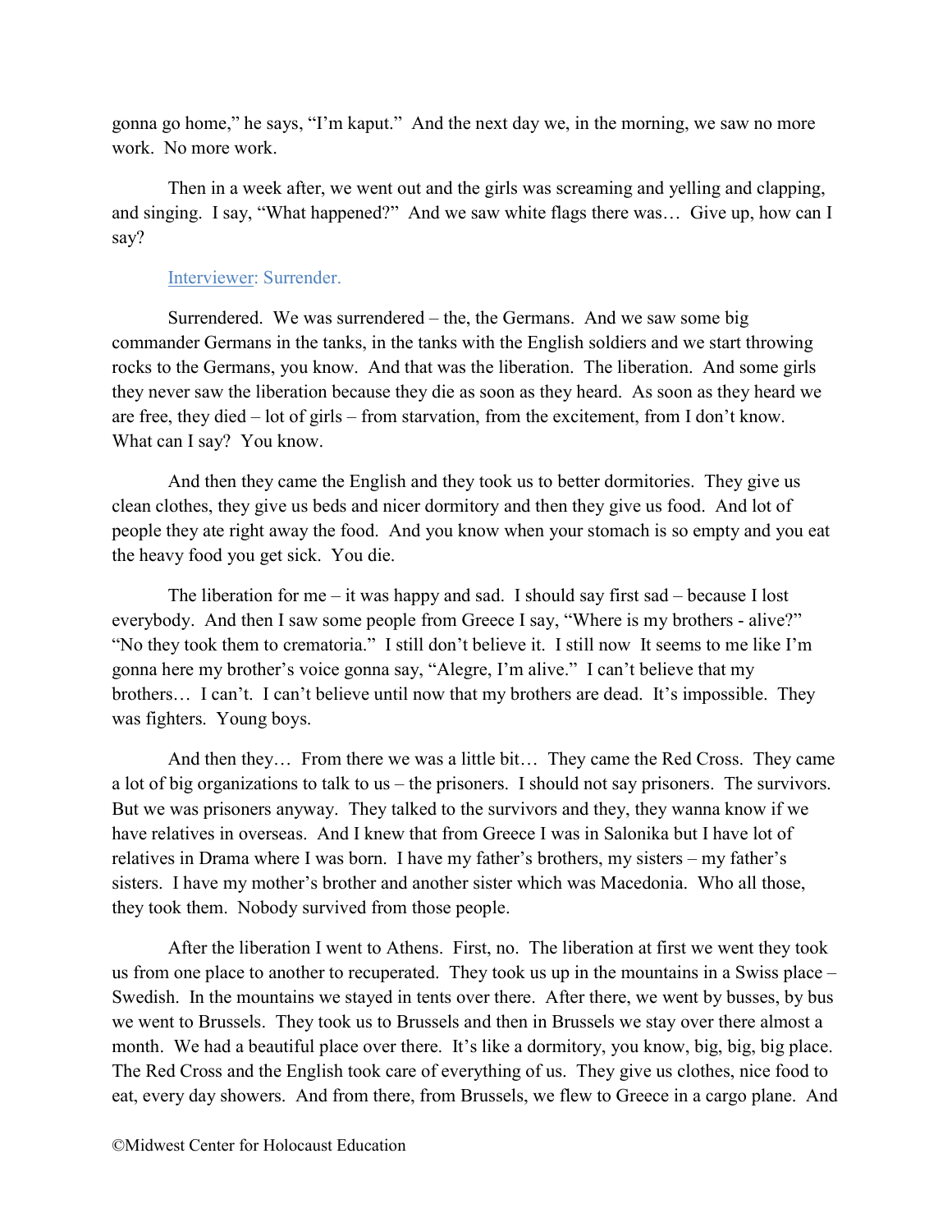gonna go home," he says, "I'm kaput." And the next day we, in the morning, we saw no more work. No more work.

Then in a week after, we went out and the girls was screaming and yelling and clapping, and singing. I say, "What happened?" And we saw white flags there was… Give up, how can I say?

Interviewer: Surrender.

Surrendered. We was surrendered – the, the Germans. And we saw some big commander Germans in the tanks, in the tanks with the English soldiers and we start throwing rocks to the Germans, you know. And that was the liberation. The liberation. And some girls they never saw the liberation because they die as soon as they heard. As soon as they heard we are free, they died – lot of girls – from starvation, from the excitement, from I don't know. What can I say? You know.

And then they came the English and they took us to better dormitories. They give us clean clothes, they give us beds and nicer dormitory and then they give us food. And lot of people they ate right away the food. And you know when your stomach is so empty and you eat the heavy food you get sick. You die.

The liberation for me – it was happy and sad. I should say first sad – because I lost everybody. And then I saw some people from Greece I say, "Where is my brothers - alive?" "No they took them to crematoria." I still don't believe it. I still now It seems to me like I'm gonna here my brother's voice gonna say, "Alegre, I'm alive." I can't believe that my brothers… I can't. I can't believe until now that my brothers are dead. It's impossible. They was fighters. Young boys.

And then they… From there we was a little bit… They came the Red Cross. They came a lot of big organizations to talk to us – the prisoners. I should not say prisoners. The survivors. But we was prisoners anyway. They talked to the survivors and they, they wanna know if we have relatives in overseas. And I knew that from Greece I was in Salonika but I have lot of relatives in Drama where I was born. I have my father's brothers, my sisters – my father's sisters. I have my mother's brother and another sister which was Macedonia. Who all those, they took them. Nobody survived from those people.

After the liberation I went to Athens. First, no. The liberation at first we went they took us from one place to another to recuperated. They took us up in the mountains in a Swiss place – Swedish. In the mountains we stayed in tents over there. After there, we went by busses, by bus we went to Brussels. They took us to Brussels and then in Brussels we stay over there almost a month. We had a beautiful place over there. It's like a dormitory, you know, big, big, big place. The Red Cross and the English took care of everything of us. They give us clothes, nice food to eat, every day showers. And from there, from Brussels, we flew to Greece in a cargo plane. And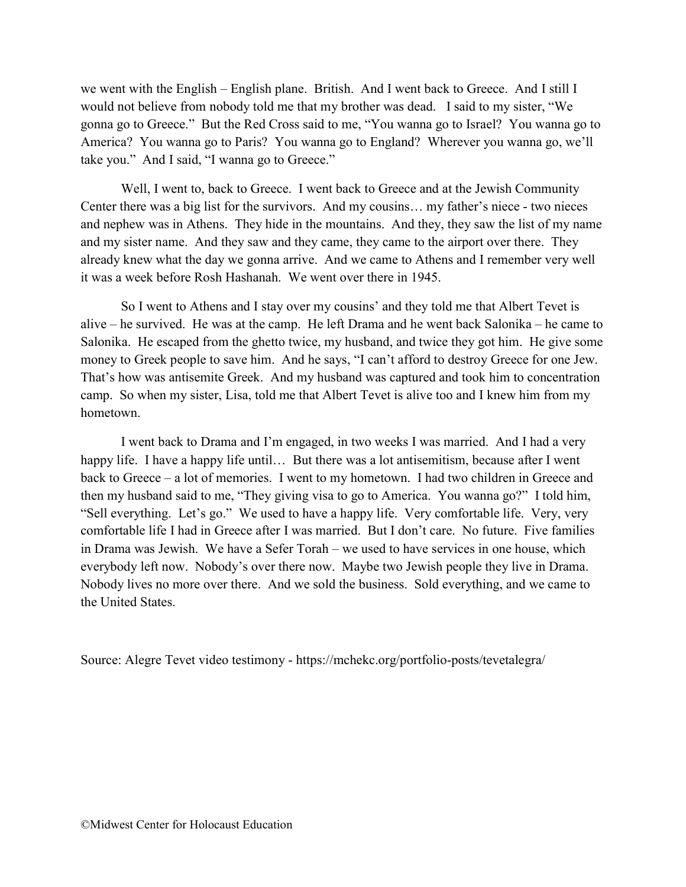we went with the English – English plane. British. And I went back to Greece. And I still I would not believe from nobody told me that my brother was dead. I said to my sister, "We gonna go to Greece." But the Red Cross said to me, "You wanna go to Israel? You wanna go to America? You wanna go to Paris? You wanna go to England? Wherever you wanna go, we'll take you." And I said, "I wanna go to Greece."

Well, I went to, back to Greece. I went back to Greece and at the Jewish Community Center there was a big list for the survivors. And my cousins… my father's niece - two nieces and nephew was in Athens. They hide in the mountains. And they, they saw the list of my name and my sister name. And they saw and they came, they came to the airport over there. They already knew what the day we gonna arrive. And we came to Athens and I remember very well it was a week before Rosh Hashanah. We went over there in 1945.

So I went to Athens and I stay over my cousins' and they told me that Albert Tevet is alive – he survived. He was at the camp. He left Drama and he went back Salonika – he came to Salonika. He escaped from the ghetto twice, my husband, and twice they got him. He give some money to Greek people to save him. And he says, "I can't afford to destroy Greece for one Jew. That's how was antisemite Greek. And my husband was captured and took him to concentration camp. So when my sister, Lisa, told me that Albert Tevet is alive too and I knew him from my hometown.

I went back to Drama and I'm engaged, in two weeks I was married. And I had a very happy life. I have a happy life until… But there was a lot antisemitism, because after I went back to Greece – a lot of memories. I went to my hometown. I had two children in Greece and then my husband said to me, "They giving visa to go to America. You wanna go?" I told him, "Sell everything. Let's go." We used to have a happy life. Very comfortable life. Very, very comfortable life I had in Greece after I was married. But I don't care. No future. Five families in Drama was Jewish. We have a Sefer Torah – we used to have services in one house, which everybody left now. Nobody's over there now. Maybe two Jewish people they live in Drama. Nobody lives no more over there. And we sold the business. Sold everything, and we came to the United States.

Source: Alegre Tevet video testimony - https://mchekc.org/portfolio-posts/tevetalegra/

©Midwest Center for Holocaust Education